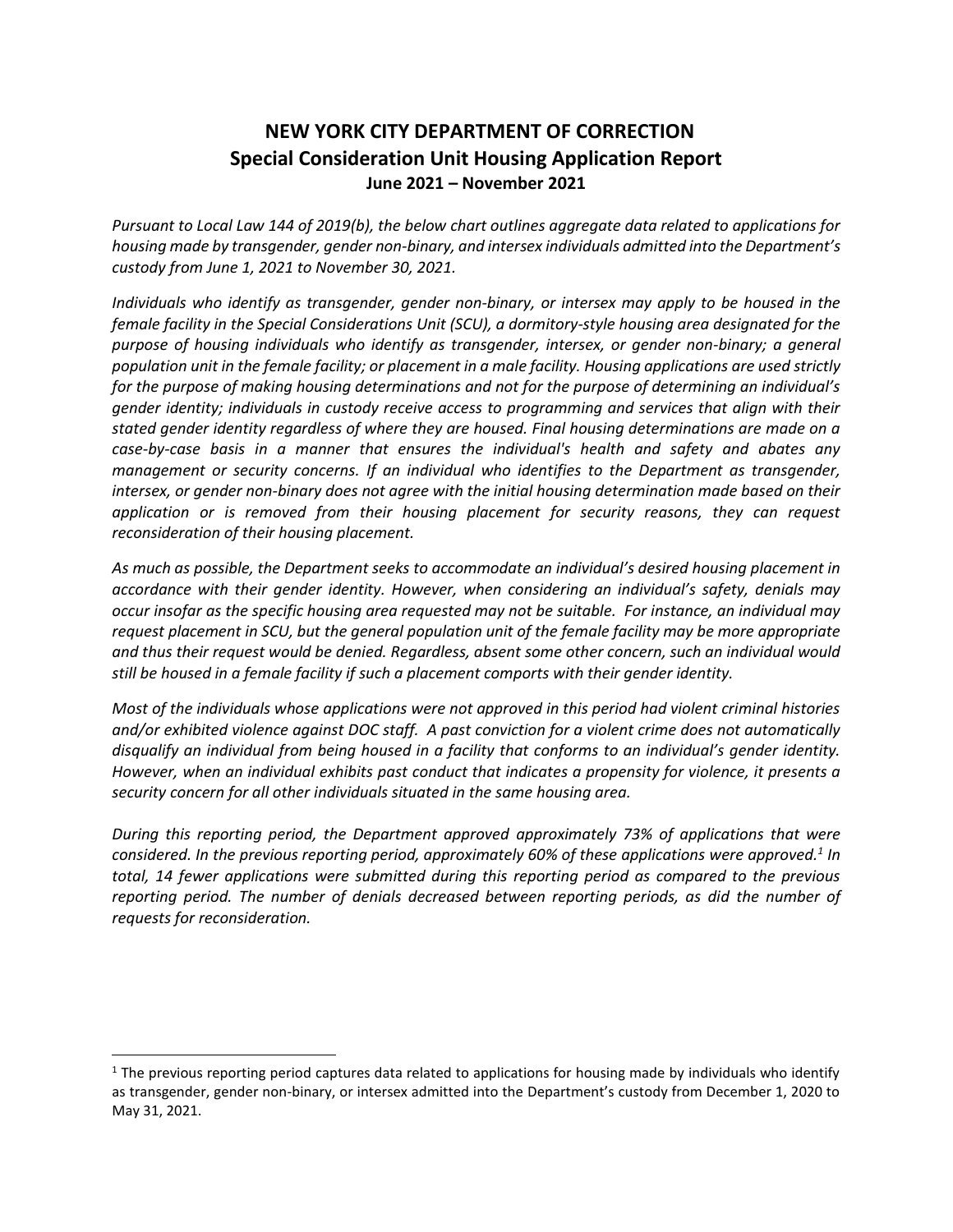# NEW YORK CITY DEPARTMENT OF CORRECTION

## Special Consideration Unit Housing Application Report

### June 2021 – November 2021

*Pursuant to Local Law 144 of 2019(b), the below chart outlines aggregate data related to applications for housing made by transgender, gender non-binary, and intersex individuals admitted into the Department's custody from June 1, 2021 to November 30, 2021.*

*Individuals who identify as transgender, gender non-binary, or intersex may apply to be housed in the female facility in the Special Considerations Unit (SCU), a dormitory-style housing area designated for the purpose of housing individuals who identify as transgender, intersex, or gender non-binary; a general population unit in the female facility; or placement in a male facility. Housing applications are used strictly for the purpose of making housing determinations and not for the purpose of determining an individual's gender identity; individuals in custody receive access to programming and services that align with their stated gender identity regardless of where they are housed. Final housing determinations are made on a case-by-case basis in a manner that ensures the individual's health and safety and abates any management or security concerns. If an individual who identifies to the Department as transgender, intersex, or gender non-binary does not agree with the initial housing determination made based on their application or is removed from their housing placement for security reasons, they can request reconsideration of their housing placement.*

*As much as possible, the Department seeks to accommodate an individual's desired housing placement in accordance with their gender identity. However, when considering an individual's safety, denials may occur insofar as the specific housing area requested may not be suitable. For instance, an individual may request placement in SCU, but the general population unit of the female facility may be more appropriate and thus their request would be denied. Regardless, absent some other concern, such an individual would still be housed in a female facility if such a placement comports with their gender identity.*

*Most of the individuals whose applications were not approved in this period had violent criminal histories and/or exhibited violence against DOC staff. A past conviction for a violent crime does not automatically disqualify an individual from being housed in a facility that conforms to an individual's gender identity. However, when an individual exhibits past conduct that indicates a propensity for violence, it presents a security concern for all other individuals situated in the same housing area.*

*During this reporting period, the Department approved approximately 73% of applications that were considered. In the previous reporting period, approximately 60% of these applications were approved.[1] In total, 14 fewer applications were submitted during this reporting period as compared to the previous reporting period. The number of denials decreased between reporting periods, as did the number of requests for reconsideration.*

[1] The previous reporting period captures data related to applications for housing made by individuals who identify as transgender, gender non-binary, or intersex admitted into the Department's custody from December 1, 2020 to May 31, 2021.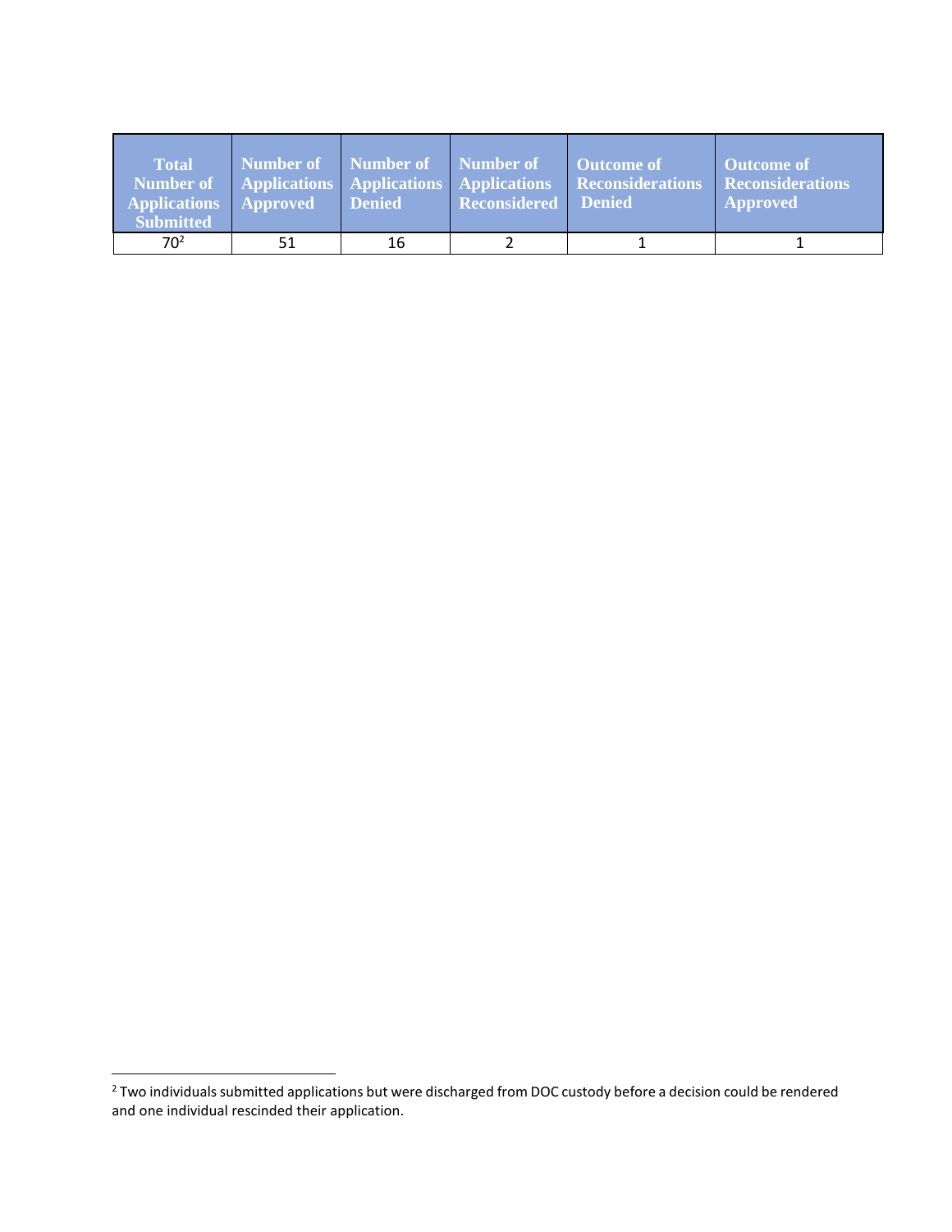| Total Number of Applications Submitted | Number of Applications Approved | Number of Applications Denied | Number of Applications Reconsidered | Outcome of Reconsiderations Denied | Outcome of Reconsiderations Approved |
|---|---|---|---|---|---|
| 70[2] | 51 | 16 | 2 | 1 | 1 |

[2] Two individuals submitted applications but were discharged from DOC custody before a decision could be rendered and one individual rescinded their application.